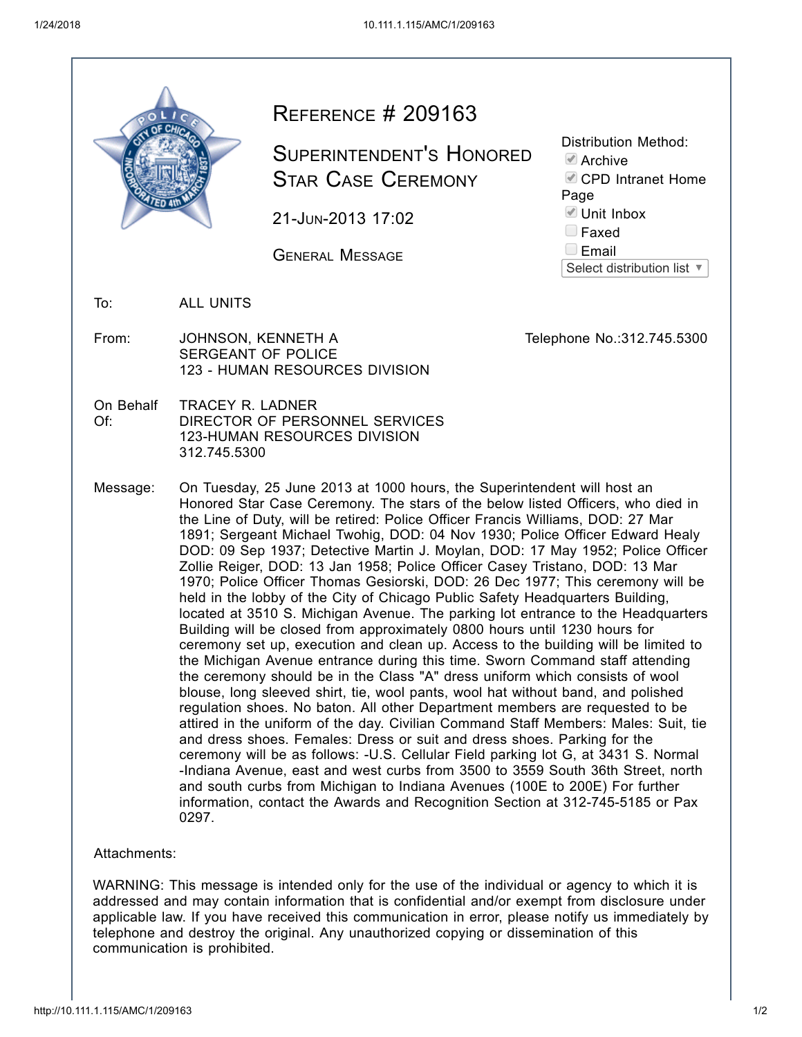# Reference # 209163

## Superintendent's Honored Star Case Ceremony

21-Jun-2013 17:02

General Message

Distribution Method:
- [x] Archive
- [x] CPD Intranet Home Page
- [x] Unit Inbox
- [ ] Faxed
- [ ] Email

Select distribution list

**To:** ALL UNITS

**From:** JOHNSON, KENNETH A
SERGEANT OF POLICE
123 - HUMAN RESOURCES DIVISION

Telephone No.:312.745.5300

**On Behalf Of:** TRACEY R. LADNER
DIRECTOR OF PERSONNEL SERVICES
123-HUMAN RESOURCES DIVISION
312.745.5300

**Message:** On Tuesday, 25 June 2013 at 1000 hours, the Superintendent will host an Honored Star Case Ceremony. The stars of the below listed Officers, who died in the Line of Duty, will be retired: Police Officer Francis Williams, DOD: 27 Mar 1891; Sergeant Michael Twohig, DOD: 04 Nov 1930; Police Officer Edward Healy DOD: 09 Sep 1937; Detective Martin J. Moylan, DOD: 17 May 1952; Police Officer Zollie Reiger, DOD: 13 Jan 1958; Police Officer Casey Tristano, DOD: 13 Mar 1970; Police Officer Thomas Gesiorski, DOD: 26 Dec 1977; This ceremony will be held in the lobby of the City of Chicago Public Safety Headquarters Building, located at 3510 S. Michigan Avenue. The parking lot entrance to the Headquarters Building will be closed from approximately 0800 hours until 1230 hours for ceremony set up, execution and clean up. Access to the building will be limited to the Michigan Avenue entrance during this time. Sworn Command staff attending the ceremony should be in the Class "A" dress uniform which consists of wool blouse, long sleeved shirt, tie, wool pants, wool hat without band, and polished regulation shoes. No baton. All other Department members are requested to be attired in the uniform of the day. Civilian Command Staff Members: Males: Suit, tie and dress shoes. Females: Dress or suit and dress shoes. Parking for the ceremony will be as follows: -U.S. Cellular Field parking lot G, at 3431 S. Normal -Indiana Avenue, east and west curbs from 3500 to 3559 South 36th Street, north and south curbs from Michigan to Indiana Avenues (100E to 200E) For further information, contact the Awards and Recognition Section at 312-745-5185 or Pax 0297.

**Attachments:**

WARNING: This message is intended only for the use of the individual or agency to which it is addressed and may contain information that is confidential and/or exempt from disclosure under applicable law. If you have received this communication in error, please notify us immediately by telephone and destroy the original. Any unauthorized copying or dissemination of this communication is prohibited.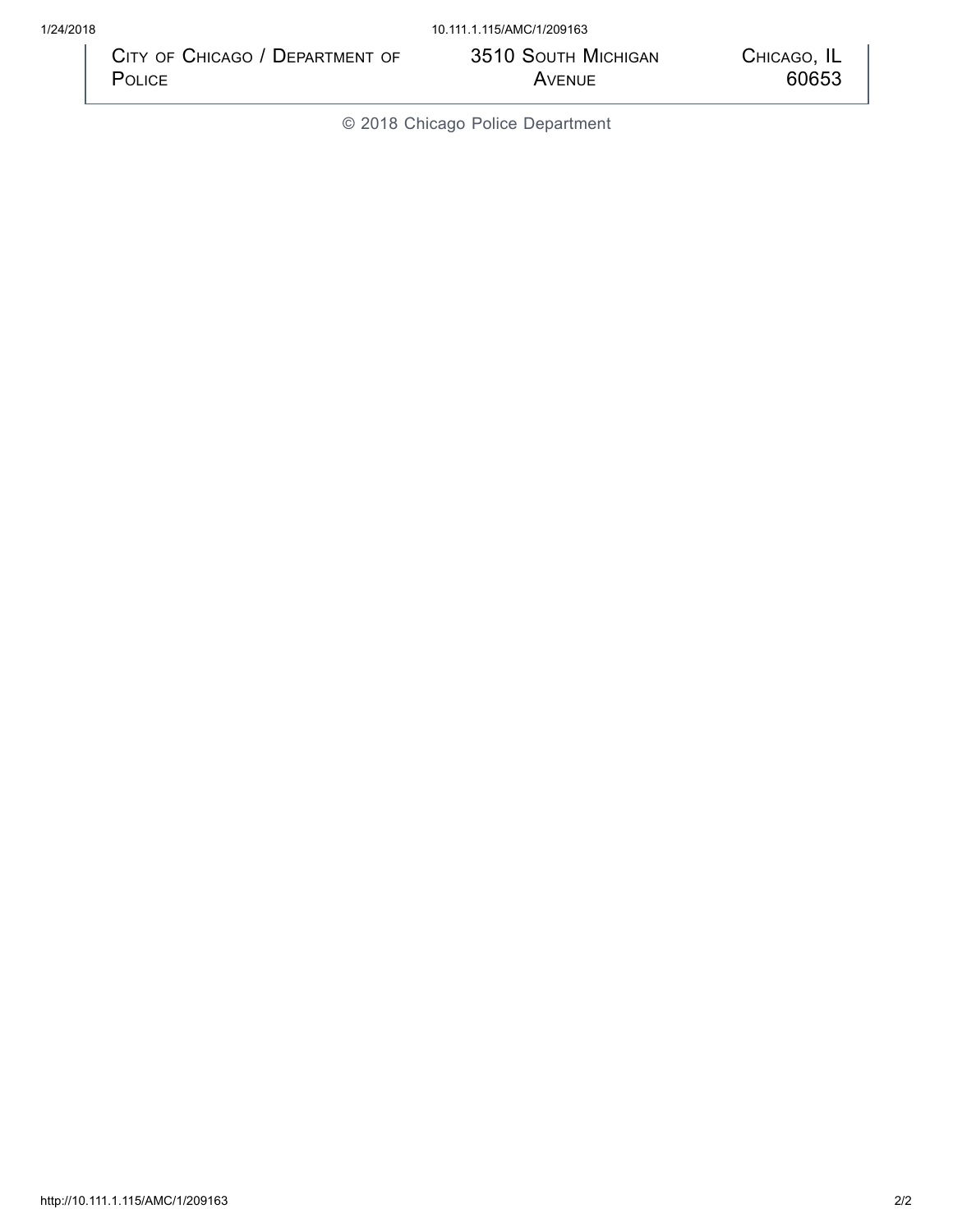| | | |
|---|---|---|
| City of Chicago / Department of Police | 3510 South Michigan Avenue | Chicago, IL 60653 |

© 2018 Chicago Police Department